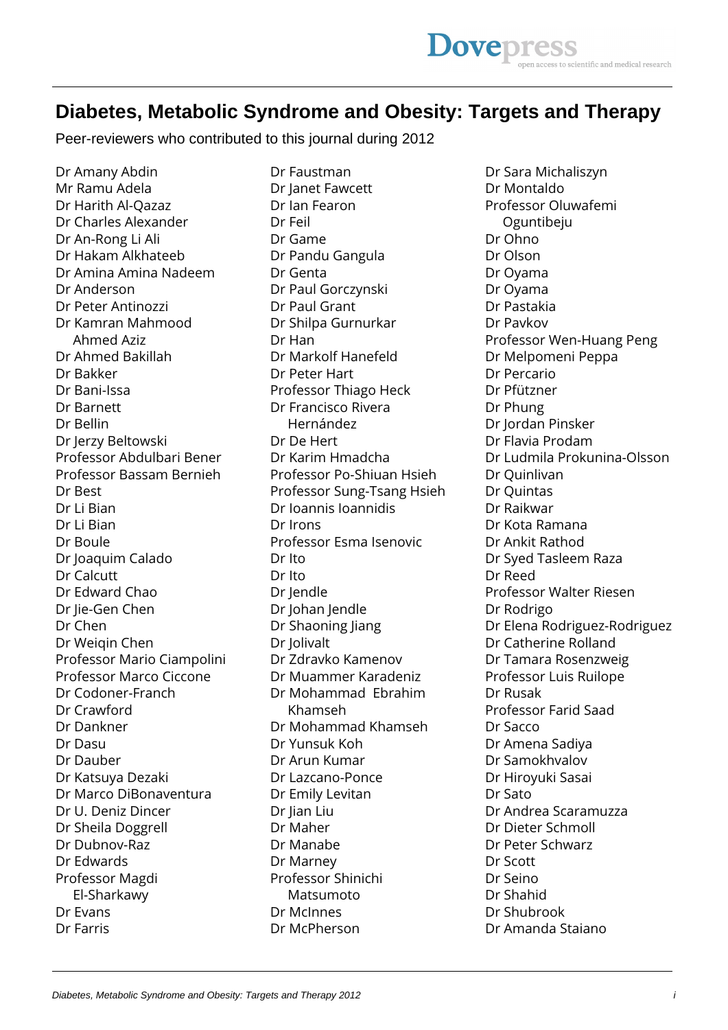# Diabetes, Metabolic Syndrome and Obesity: Targets and Therapy

Peer-reviewers who contributed to this journal during 2012

Dr Amany Abdin
Mr Ramu Adela
Dr Harith Al-Qazaz
Dr Charles Alexander
Dr An-Rong Li Ali
Dr Hakam Alkhateeb
Dr Amina Amina Nadeem
Dr Anderson
Dr Peter Antinozzi
Dr Kamran Mahmood Ahmed Aziz
Dr Ahmed Bakillah
Dr Bakker
Dr Bani-Issa
Dr Barnett
Dr Bellin
Dr Jerzy Beltowski
Professor Abdulbari Bener
Professor Bassam Bernieh
Dr Best
Dr Li Bian
Dr Li Bian
Dr Boule
Dr Joaquim Calado
Dr Calcutt
Dr Edward Chao
Dr Jie-Gen Chen
Dr Chen
Dr Weiqin Chen
Professor Mario Ciampolini
Professor Marco Ciccone
Dr Codoner-Franch
Dr Crawford
Dr Dankner
Dr Dasu
Dr Dauber
Dr Katsuya Dezaki
Dr Marco DiBonaventura
Dr U. Deniz Dincer
Dr Sheila Doggrell
Dr Dubnov-Raz
Dr Edwards
Professor Magdi El-Sharkawy
Dr Evans
Dr Farris
Dr Faustman
Dr Janet Fawcett
Dr Ian Fearon
Dr Feil
Dr Game
Dr Pandu Gangula
Dr Genta
Dr Paul Gorczynski
Dr Paul Grant
Dr Shilpa Gurnurkar
Dr Han
Dr Markolf Hanefeld
Dr Peter Hart
Professor Thiago Heck
Dr Francisco Rivera Hernández
Dr De Hert
Dr Karim Hmadcha
Professor Po-Shiuan Hsieh
Professor Sung-Tsang Hsieh
Dr Ioannis Ioannidis
Dr Irons
Professor Esma Isenovic
Dr Ito
Dr Ito
Dr Jendle
Dr Johan Jendle
Dr Shaoning Jiang
Dr Jolivalt
Dr Zdravko Kamenov
Dr Muammer Karadeniz
Dr Mohammad Ebrahim Khamseh
Dr Mohammad Khamseh
Dr Yunsuk Koh
Dr Arun Kumar
Dr Lazcano-Ponce
Dr Emily Levitan
Dr Jian Liu
Dr Maher
Dr Manabe
Dr Marney
Professor Shinichi Matsumoto
Dr McInnes
Dr McPherson
Dr Sara Michaliszyn
Dr Montaldo
Professor Oluwafemi Oguntibeju
Dr Ohno
Dr Olson
Dr Oyama
Dr Oyama
Dr Pastakia
Dr Pavkov
Professor Wen-Huang Peng
Dr Melpomeni Peppa
Dr Percario
Dr Pfützner
Dr Phung
Dr Jordan Pinsker
Dr Flavia Prodam
Dr Ludmila Prokunina-Olsson
Dr Quinlivan
Dr Quintas
Dr Raikwar
Dr Kota Ramana
Dr Ankit Rathod
Dr Syed Tasleem Raza
Dr Reed
Professor Walter Riesen
Dr Rodrigo
Dr Elena Rodriguez-Rodriguez
Dr Catherine Rolland
Dr Tamara Rosenzweig
Professor Luis Ruilope
Dr Rusak
Professor Farid Saad
Dr Sacco
Dr Amena Sadiya
Dr Samokhvalov
Dr Hiroyuki Sasai
Dr Sato
Dr Andrea Scaramuzza
Dr Dieter Schmoll
Dr Peter Schwarz
Dr Scott
Dr Seino
Dr Shahid
Dr Shubrook
Dr Amanda Staiano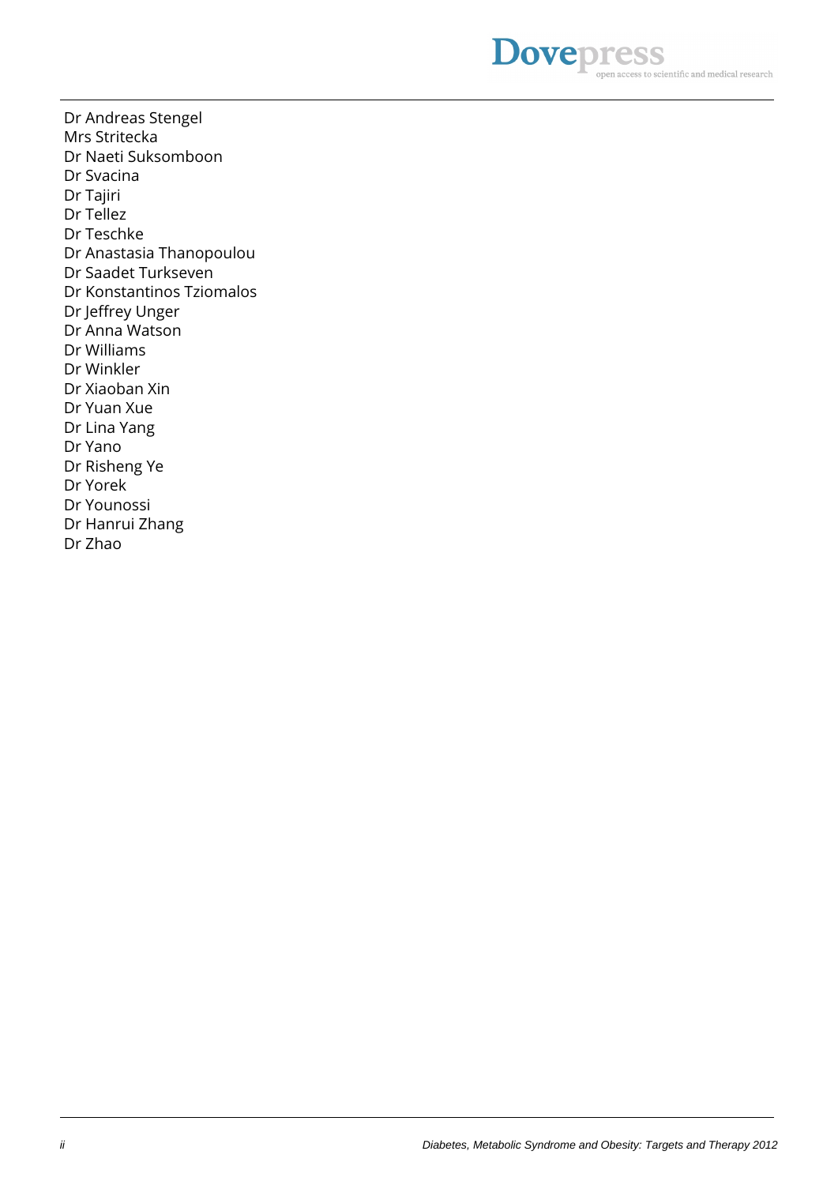Dr Andreas Stengel
Mrs Stritecka
Dr Naeti Suksomboon
Dr Svacina
Dr Tajiri
Dr Tellez
Dr Teschke
Dr Anastasia Thanopoulou
Dr Saadet Turkseven
Dr Konstantinos Tziomalos
Dr Jeffrey Unger
Dr Anna Watson
Dr Williams
Dr Winkler
Dr Xiaoban Xin
Dr Yuan Xue
Dr Lina Yang
Dr Yano
Dr Risheng Ye
Dr Yorek
Dr Younossi
Dr Hanrui Zhang
Dr Zhao